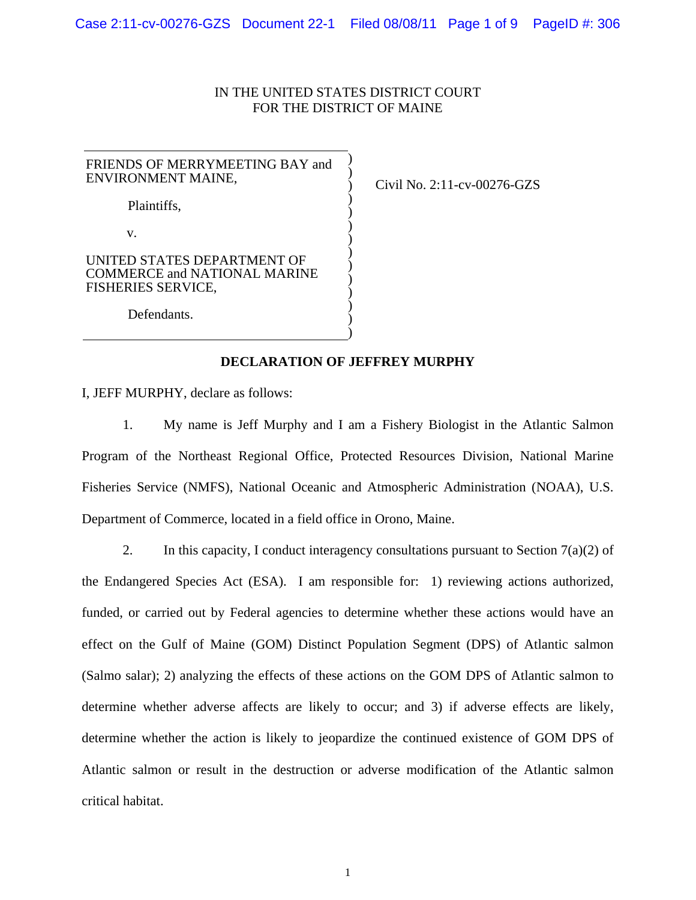IN THE UNITED STATES DISTRICT COURT
FOR THE DISTRICT OF MAINE

FRIENDS OF MERRYMEETING BAY and ENVIRONMENT MAINE,

Plaintiffs,

v.

UNITED STATES DEPARTMENT OF COMMERCE and NATIONAL MARINE FISHERIES SERVICE,

Defendants.

Civil No. 2:11-cv-00276-GZS

**DECLARATION OF JEFFREY MURPHY**

I, JEFF MURPHY, declare as follows:

1. My name is Jeff Murphy and I am a Fishery Biologist in the Atlantic Salmon Program of the Northeast Regional Office, Protected Resources Division, National Marine Fisheries Service (NMFS), National Oceanic and Atmospheric Administration (NOAA), U.S. Department of Commerce, located in a field office in Orono, Maine.

2. In this capacity, I conduct interagency consultations pursuant to Section 7(a)(2) of the Endangered Species Act (ESA). I am responsible for: 1) reviewing actions authorized, funded, or carried out by Federal agencies to determine whether these actions would have an effect on the Gulf of Maine (GOM) Distinct Population Segment (DPS) of Atlantic salmon (Salmo salar); 2) analyzing the effects of these actions on the GOM DPS of Atlantic salmon to determine whether adverse affects are likely to occur; and 3) if adverse effects are likely, determine whether the action is likely to jeopardize the continued existence of GOM DPS of Atlantic salmon or result in the destruction or adverse modification of the Atlantic salmon critical habitat.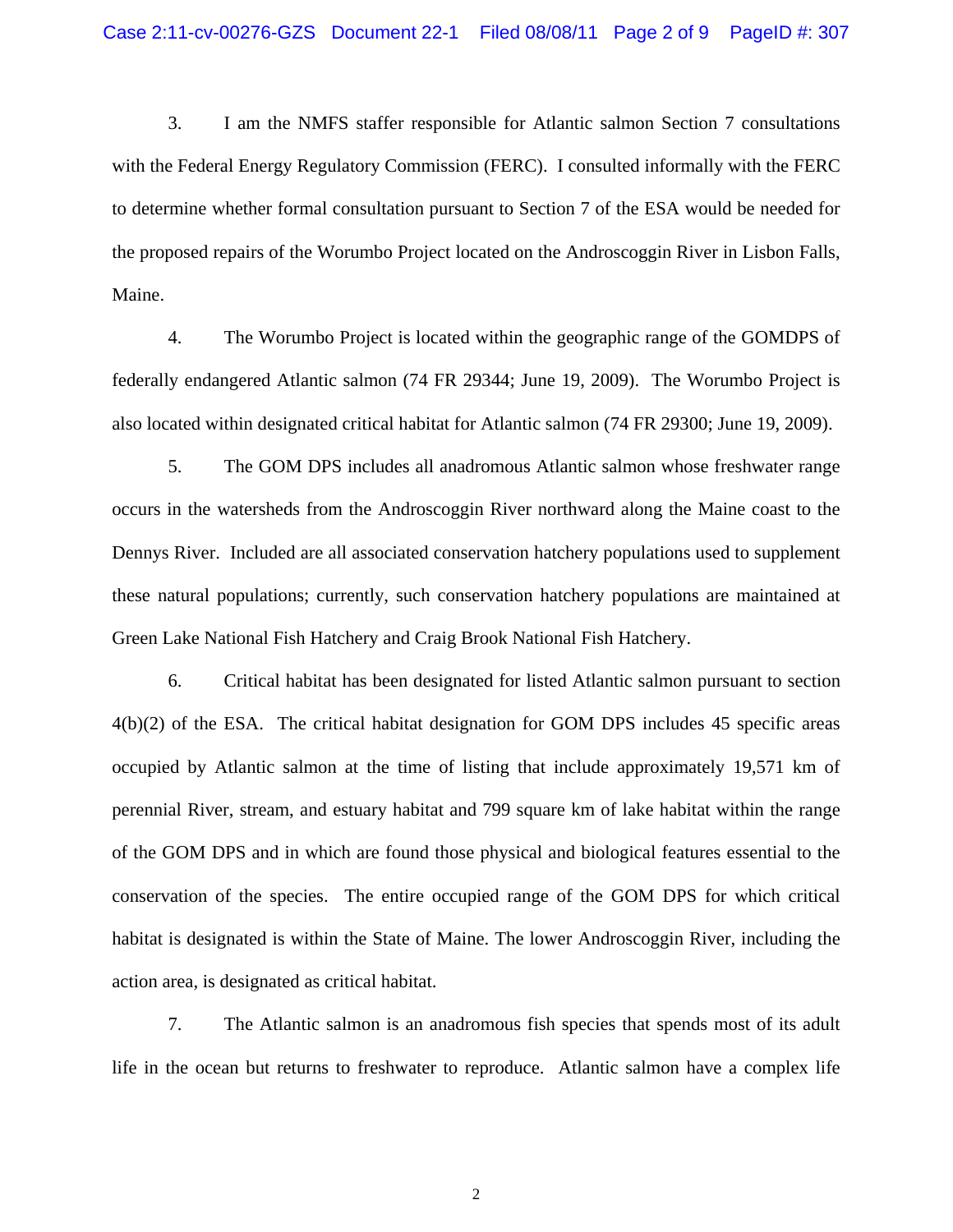3. I am the NMFS staffer responsible for Atlantic salmon Section 7 consultations with the Federal Energy Regulatory Commission (FERC). I consulted informally with the FERC to determine whether formal consultation pursuant to Section 7 of the ESA would be needed for the proposed repairs of the Worumbo Project located on the Androscoggin River in Lisbon Falls, Maine.

4. The Worumbo Project is located within the geographic range of the GOMDPS of federally endangered Atlantic salmon (74 FR 29344; June 19, 2009). The Worumbo Project is also located within designated critical habitat for Atlantic salmon (74 FR 29300; June 19, 2009).

5. The GOM DPS includes all anadromous Atlantic salmon whose freshwater range occurs in the watersheds from the Androscoggin River northward along the Maine coast to the Dennys River. Included are all associated conservation hatchery populations used to supplement these natural populations; currently, such conservation hatchery populations are maintained at Green Lake National Fish Hatchery and Craig Brook National Fish Hatchery.

6. Critical habitat has been designated for listed Atlantic salmon pursuant to section 4(b)(2) of the ESA. The critical habitat designation for GOM DPS includes 45 specific areas occupied by Atlantic salmon at the time of listing that include approximately 19,571 km of perennial River, stream, and estuary habitat and 799 square km of lake habitat within the range of the GOM DPS and in which are found those physical and biological features essential to the conservation of the species. The entire occupied range of the GOM DPS for which critical habitat is designated is within the State of Maine. The lower Androscoggin River, including the action area, is designated as critical habitat.

7. The Atlantic salmon is an anadromous fish species that spends most of its adult life in the ocean but returns to freshwater to reproduce. Atlantic salmon have a complex life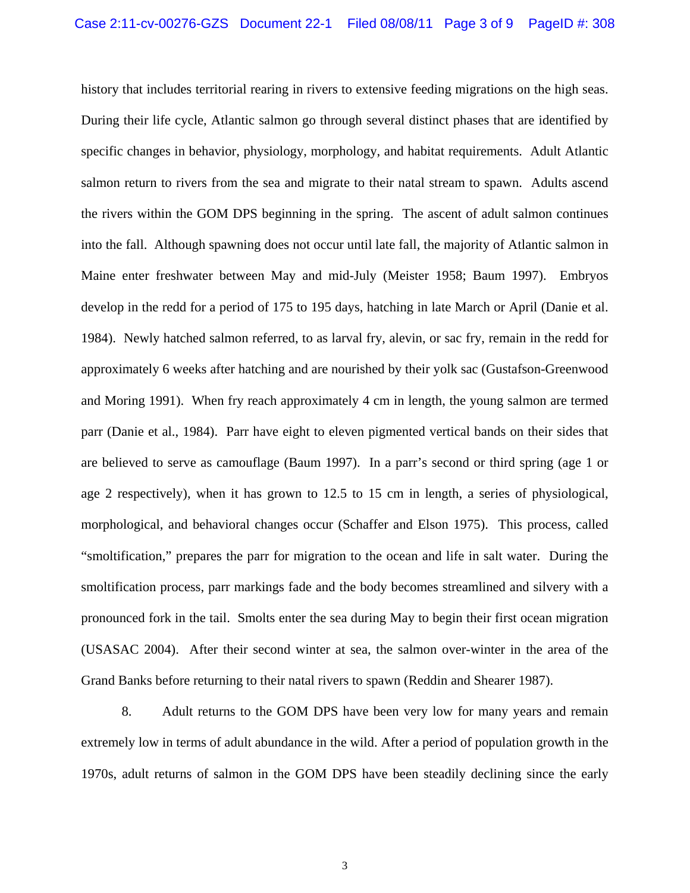history that includes territorial rearing in rivers to extensive feeding migrations on the high seas. During their life cycle, Atlantic salmon go through several distinct phases that are identified by specific changes in behavior, physiology, morphology, and habitat requirements. Adult Atlantic salmon return to rivers from the sea and migrate to their natal stream to spawn. Adults ascend the rivers within the GOM DPS beginning in the spring. The ascent of adult salmon continues into the fall. Although spawning does not occur until late fall, the majority of Atlantic salmon in Maine enter freshwater between May and mid-July (Meister 1958; Baum 1997). Embryos develop in the redd for a period of 175 to 195 days, hatching in late March or April (Danie et al. 1984). Newly hatched salmon referred, to as larval fry, alevin, or sac fry, remain in the redd for approximately 6 weeks after hatching and are nourished by their yolk sac (Gustafson-Greenwood and Moring 1991). When fry reach approximately 4 cm in length, the young salmon are termed parr (Danie et al., 1984). Parr have eight to eleven pigmented vertical bands on their sides that are believed to serve as camouflage (Baum 1997). In a parr's second or third spring (age 1 or age 2 respectively), when it has grown to 12.5 to 15 cm in length, a series of physiological, morphological, and behavioral changes occur (Schaffer and Elson 1975). This process, called "smoltification," prepares the parr for migration to the ocean and life in salt water. During the smoltification process, parr markings fade and the body becomes streamlined and silvery with a pronounced fork in the tail. Smolts enter the sea during May to begin their first ocean migration (USASAC 2004). After their second winter at sea, the salmon over-winter in the area of the Grand Banks before returning to their natal rivers to spawn (Reddin and Shearer 1987).

8. Adult returns to the GOM DPS have been very low for many years and remain extremely low in terms of adult abundance in the wild. After a period of population growth in the 1970s, adult returns of salmon in the GOM DPS have been steadily declining since the early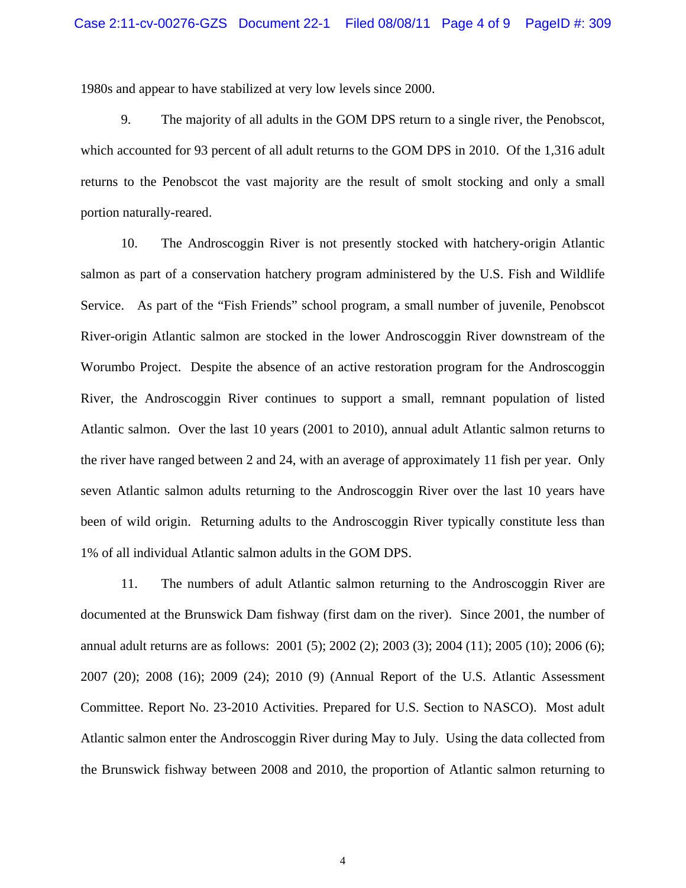1980s and appear to have stabilized at very low levels since 2000.

9. The majority of all adults in the GOM DPS return to a single river, the Penobscot, which accounted for 93 percent of all adult returns to the GOM DPS in 2010. Of the 1,316 adult returns to the Penobscot the vast majority are the result of smolt stocking and only a small portion naturally-reared.

10. The Androscoggin River is not presently stocked with hatchery-origin Atlantic salmon as part of a conservation hatchery program administered by the U.S. Fish and Wildlife Service. As part of the "Fish Friends" school program, a small number of juvenile, Penobscot River-origin Atlantic salmon are stocked in the lower Androscoggin River downstream of the Worumbo Project. Despite the absence of an active restoration program for the Androscoggin River, the Androscoggin River continues to support a small, remnant population of listed Atlantic salmon. Over the last 10 years (2001 to 2010), annual adult Atlantic salmon returns to the river have ranged between 2 and 24, with an average of approximately 11 fish per year. Only seven Atlantic salmon adults returning to the Androscoggin River over the last 10 years have been of wild origin. Returning adults to the Androscoggin River typically constitute less than 1% of all individual Atlantic salmon adults in the GOM DPS.

11. The numbers of adult Atlantic salmon returning to the Androscoggin River are documented at the Brunswick Dam fishway (first dam on the river). Since 2001, the number of annual adult returns are as follows: 2001 (5); 2002 (2); 2003 (3); 2004 (11); 2005 (10); 2006 (6); 2007 (20); 2008 (16); 2009 (24); 2010 (9) (Annual Report of the U.S. Atlantic Assessment Committee. Report No. 23-2010 Activities. Prepared for U.S. Section to NASCO). Most adult Atlantic salmon enter the Androscoggin River during May to July. Using the data collected from the Brunswick fishway between 2008 and 2010, the proportion of Atlantic salmon returning to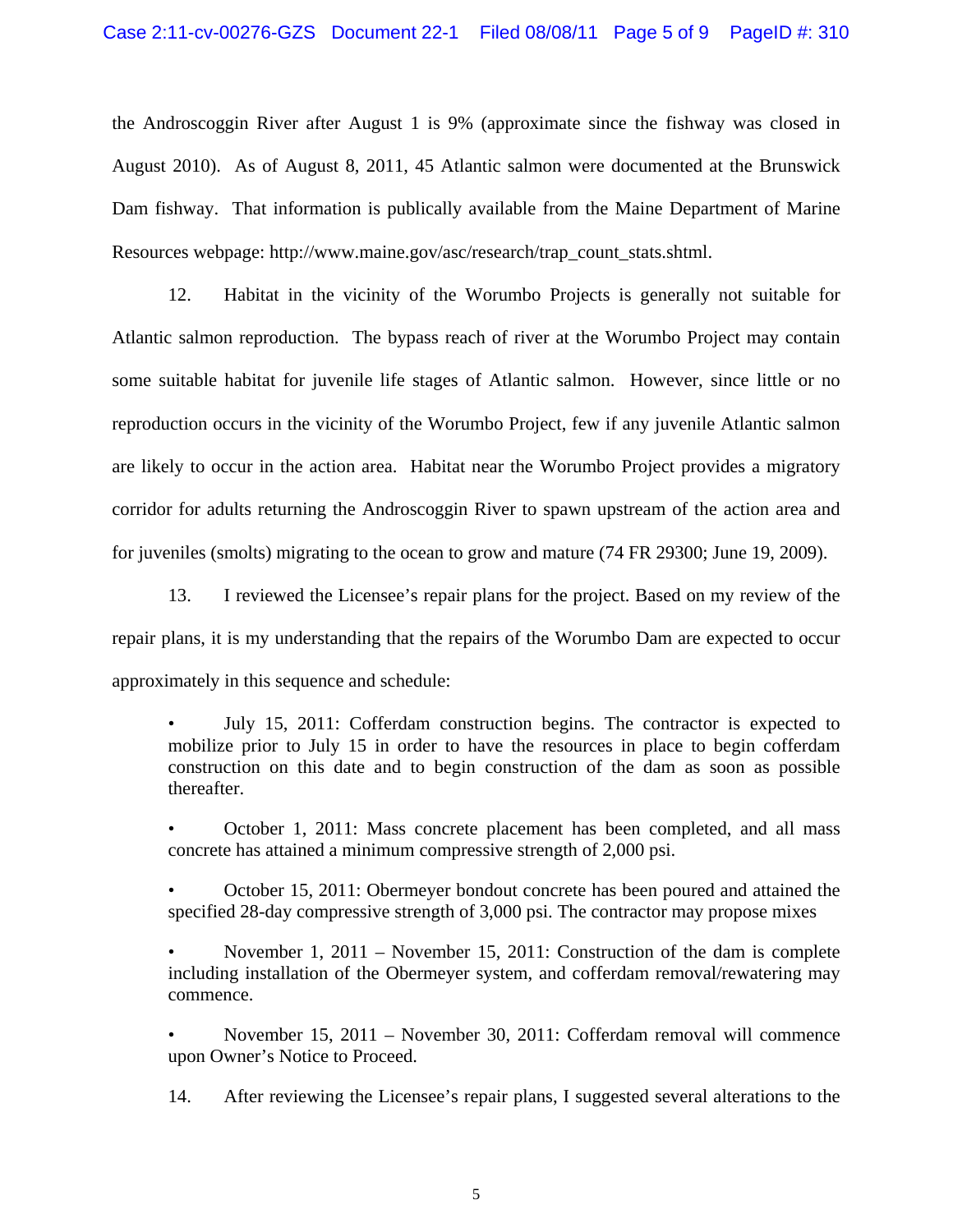the Androscoggin River after August 1 is 9% (approximate since the fishway was closed in August 2010). As of August 8, 2011, 45 Atlantic salmon were documented at the Brunswick Dam fishway. That information is publically available from the Maine Department of Marine Resources webpage: http://www.maine.gov/asc/research/trap_count_stats.shtml.

12. Habitat in the vicinity of the Worumbo Projects is generally not suitable for Atlantic salmon reproduction. The bypass reach of river at the Worumbo Project may contain some suitable habitat for juvenile life stages of Atlantic salmon. However, since little or no reproduction occurs in the vicinity of the Worumbo Project, few if any juvenile Atlantic salmon are likely to occur in the action area. Habitat near the Worumbo Project provides a migratory corridor for adults returning the Androscoggin River to spawn upstream of the action area and for juveniles (smolts) migrating to the ocean to grow and mature (74 FR 29300; June 19, 2009).

13. I reviewed the Licensee's repair plans for the project. Based on my review of the repair plans, it is my understanding that the repairs of the Worumbo Dam are expected to occur approximately in this sequence and schedule:

- July 15, 2011: Cofferdam construction begins. The contractor is expected to mobilize prior to July 15 in order to have the resources in place to begin cofferdam construction on this date and to begin construction of the dam as soon as possible thereafter.
- October 1, 2011: Mass concrete placement has been completed, and all mass concrete has attained a minimum compressive strength of 2,000 psi.
- October 15, 2011: Obermeyer bondout concrete has been poured and attained the specified 28-day compressive strength of 3,000 psi. The contractor may propose mixes
- November 1, 2011 – November 15, 2011: Construction of the dam is complete including installation of the Obermeyer system, and cofferdam removal/rewatering may commence.
- November 15, 2011 – November 30, 2011: Cofferdam removal will commence upon Owner's Notice to Proceed.

14. After reviewing the Licensee's repair plans, I suggested several alterations to the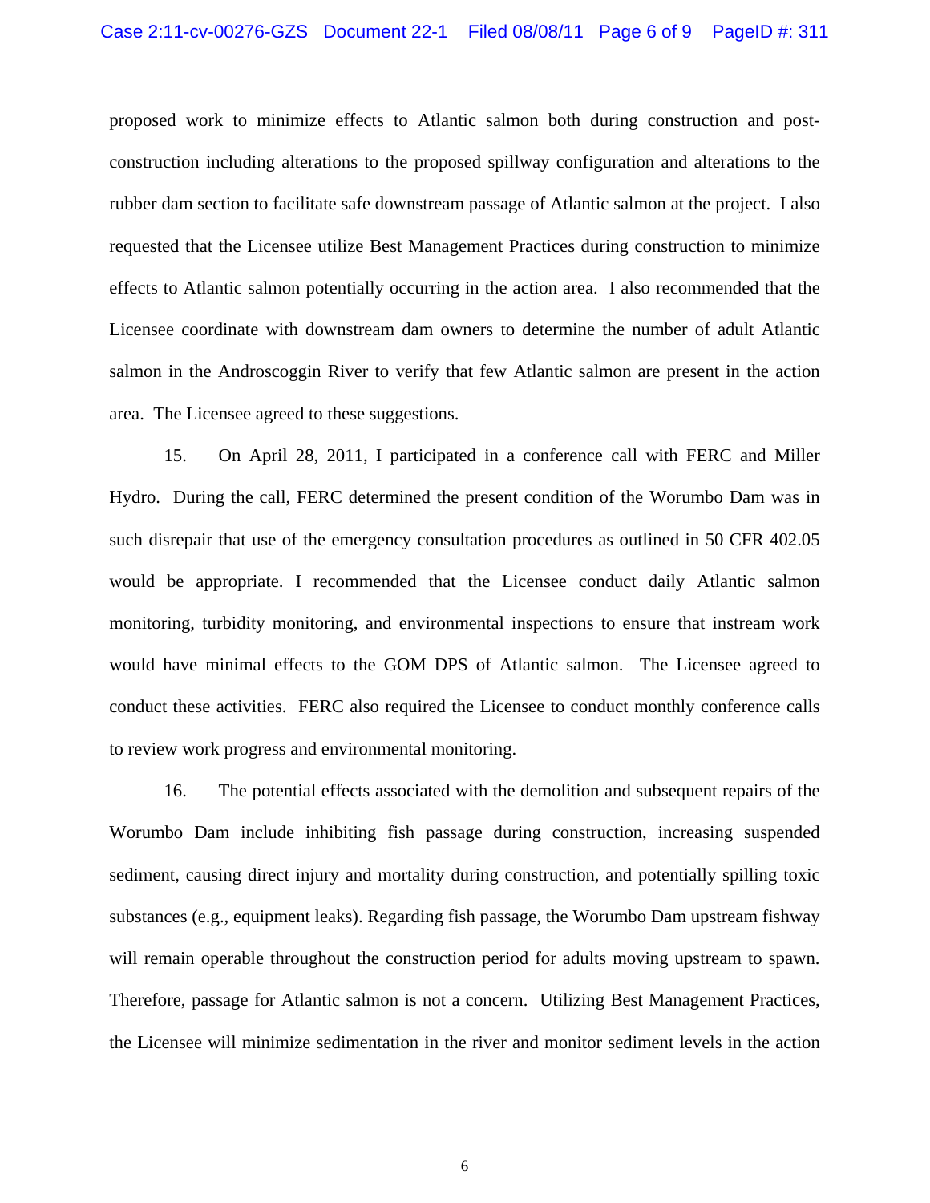proposed work to minimize effects to Atlantic salmon both during construction and post-construction including alterations to the proposed spillway configuration and alterations to the rubber dam section to facilitate safe downstream passage of Atlantic salmon at the project. I also requested that the Licensee utilize Best Management Practices during construction to minimize effects to Atlantic salmon potentially occurring in the action area. I also recommended that the Licensee coordinate with downstream dam owners to determine the number of adult Atlantic salmon in the Androscoggin River to verify that few Atlantic salmon are present in the action area. The Licensee agreed to these suggestions.

15. On April 28, 2011, I participated in a conference call with FERC and Miller Hydro. During the call, FERC determined the present condition of the Worumbo Dam was in such disrepair that use of the emergency consultation procedures as outlined in 50 CFR 402.05 would be appropriate. I recommended that the Licensee conduct daily Atlantic salmon monitoring, turbidity monitoring, and environmental inspections to ensure that instream work would have minimal effects to the GOM DPS of Atlantic salmon. The Licensee agreed to conduct these activities. FERC also required the Licensee to conduct monthly conference calls to review work progress and environmental monitoring.

16. The potential effects associated with the demolition and subsequent repairs of the Worumbo Dam include inhibiting fish passage during construction, increasing suspended sediment, causing direct injury and mortality during construction, and potentially spilling toxic substances (e.g., equipment leaks). Regarding fish passage, the Worumbo Dam upstream fishway will remain operable throughout the construction period for adults moving upstream to spawn. Therefore, passage for Atlantic salmon is not a concern. Utilizing Best Management Practices, the Licensee will minimize sedimentation in the river and monitor sediment levels in the action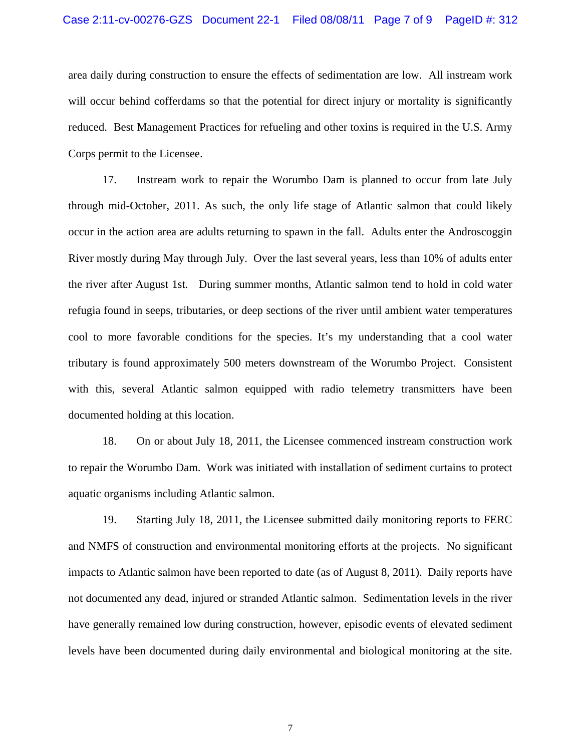area daily during construction to ensure the effects of sedimentation are low. All instream work will occur behind cofferdams so that the potential for direct injury or mortality is significantly reduced. Best Management Practices for refueling and other toxins is required in the U.S. Army Corps permit to the Licensee.

17. Instream work to repair the Worumbo Dam is planned to occur from late July through mid-October, 2011. As such, the only life stage of Atlantic salmon that could likely occur in the action area are adults returning to spawn in the fall. Adults enter the Androscoggin River mostly during May through July. Over the last several years, less than 10% of adults enter the river after August 1st. During summer months, Atlantic salmon tend to hold in cold water refugia found in seeps, tributaries, or deep sections of the river until ambient water temperatures cool to more favorable conditions for the species. It's my understanding that a cool water tributary is found approximately 500 meters downstream of the Worumbo Project. Consistent with this, several Atlantic salmon equipped with radio telemetry transmitters have been documented holding at this location.

18. On or about July 18, 2011, the Licensee commenced instream construction work to repair the Worumbo Dam. Work was initiated with installation of sediment curtains to protect aquatic organisms including Atlantic salmon.

19. Starting July 18, 2011, the Licensee submitted daily monitoring reports to FERC and NMFS of construction and environmental monitoring efforts at the projects. No significant impacts to Atlantic salmon have been reported to date (as of August 8, 2011). Daily reports have not documented any dead, injured or stranded Atlantic salmon. Sedimentation levels in the river have generally remained low during construction, however, episodic events of elevated sediment levels have been documented during daily environmental and biological monitoring at the site.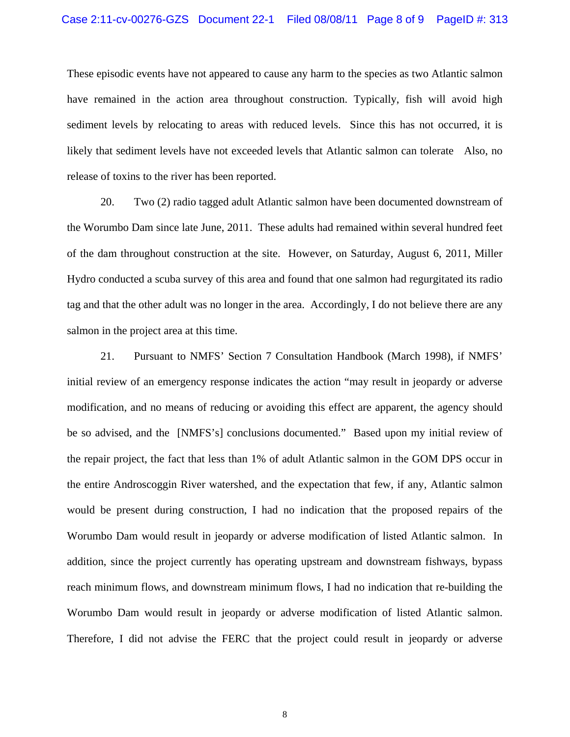These episodic events have not appeared to cause any harm to the species as two Atlantic salmon have remained in the action area throughout construction. Typically, fish will avoid high sediment levels by relocating to areas with reduced levels. Since this has not occurred, it is likely that sediment levels have not exceeded levels that Atlantic salmon can tolerate Also, no release of toxins to the river has been reported.

20. Two (2) radio tagged adult Atlantic salmon have been documented downstream of the Worumbo Dam since late June, 2011. These adults had remained within several hundred feet of the dam throughout construction at the site. However, on Saturday, August 6, 2011, Miller Hydro conducted a scuba survey of this area and found that one salmon had regurgitated its radio tag and that the other adult was no longer in the area. Accordingly, I do not believe there are any salmon in the project area at this time.

21. Pursuant to NMFS' Section 7 Consultation Handbook (March 1998), if NMFS' initial review of an emergency response indicates the action "may result in jeopardy or adverse modification, and no means of reducing or avoiding this effect are apparent, the agency should be so advised, and the [NMFS's] conclusions documented." Based upon my initial review of the repair project, the fact that less than 1% of adult Atlantic salmon in the GOM DPS occur in the entire Androscoggin River watershed, and the expectation that few, if any, Atlantic salmon would be present during construction, I had no indication that the proposed repairs of the Worumbo Dam would result in jeopardy or adverse modification of listed Atlantic salmon. In addition, since the project currently has operating upstream and downstream fishways, bypass reach minimum flows, and downstream minimum flows, I had no indication that re-building the Worumbo Dam would result in jeopardy or adverse modification of listed Atlantic salmon. Therefore, I did not advise the FERC that the project could result in jeopardy or adverse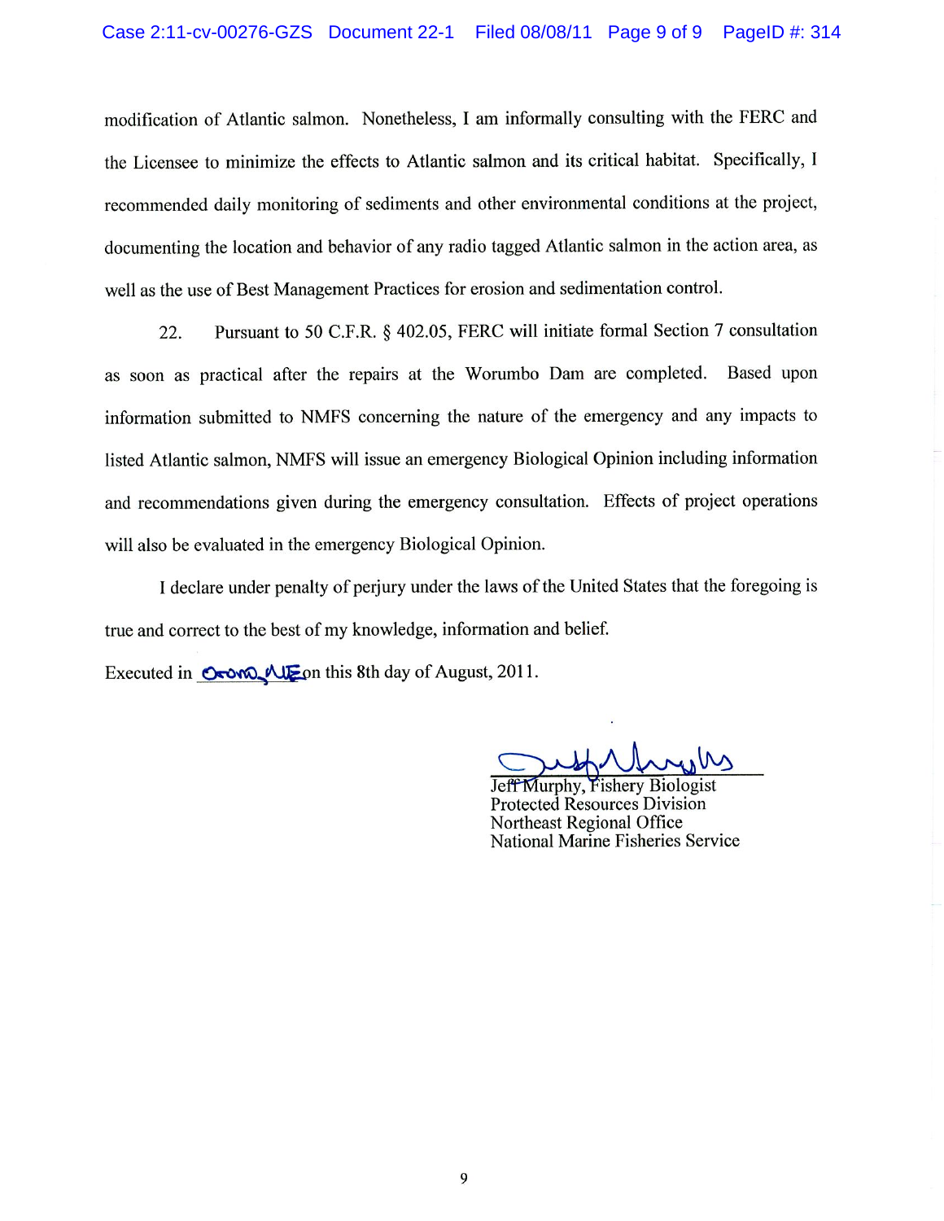modification of Atlantic salmon. Nonetheless, I am informally consulting with the FERC and the Licensee to minimize the effects to Atlantic salmon and its critical habitat. Specifically, I recommended daily monitoring of sediments and other environmental conditions at the project, documenting the location and behavior of any radio tagged Atlantic salmon in the action area, as well as the use of Best Management Practices for erosion and sedimentation control.

22. Pursuant to 50 C.F.R. § 402.05, FERC will initiate formal Section 7 consultation as soon as practical after the repairs at the Worumbo Dam are completed. Based upon information submitted to NMFS concerning the nature of the emergency and any impacts to listed Atlantic salmon, NMFS will issue an emergency Biological Opinion including information and recommendations given during the emergency consultation. Effects of project operations will also be evaluated in the emergency Biological Opinion.

I declare under penalty of perjury under the laws of the United States that the foregoing is true and correct to the best of my knowledge, information and belief.

Executed in Orono, ME on this 8th day of August, 2011.

Jeff Murphy, Fishery Biologist
Protected Resources Division
Northeast Regional Office
National Marine Fisheries Service